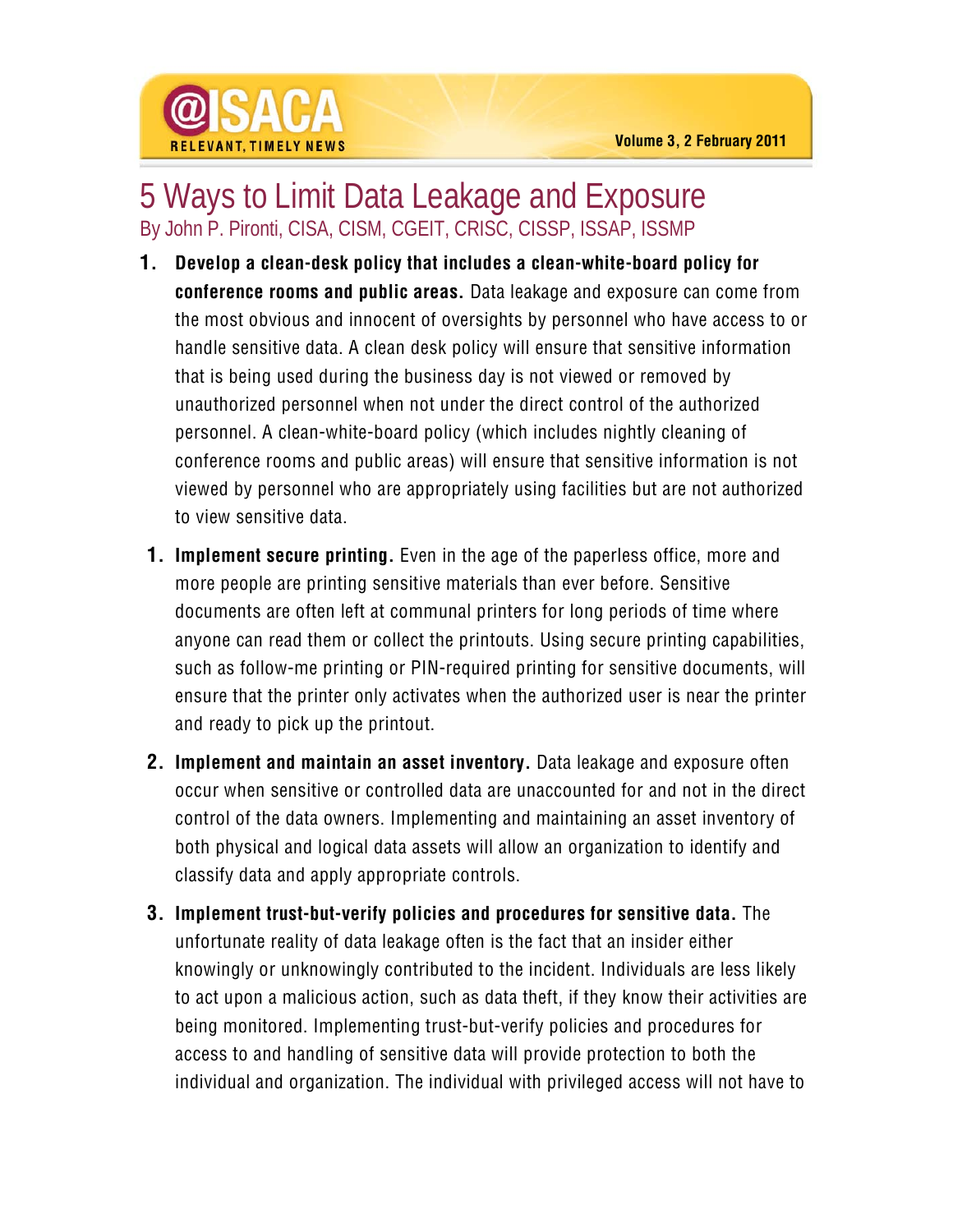# 5 Ways to Limit Data Leakage and Exposure

By John P. Pironti, CISA, CISM, CGEIT, CRISC, CISSP, ISSAP, ISSMP

1. **Develop a clean-desk policy that includes a clean-white-board policy for conference rooms and public areas.** Data leakage and exposure can come from the most obvious and innocent of oversights by personnel who have access to or handle sensitive data. A clean desk policy will ensure that sensitive information that is being used during the business day is not viewed or removed by unauthorized personnel when not under the direct control of the authorized personnel. A clean-white-board policy (which includes nightly cleaning of conference rooms and public areas) will ensure that sensitive information is not viewed by personnel who are appropriately using facilities but are not authorized to view sensitive data.

1. **Implement secure printing.** Even in the age of the paperless office, more and more people are printing sensitive materials than ever before. Sensitive documents are often left at communal printers for long periods of time where anyone can read them or collect the printouts. Using secure printing capabilities, such as follow-me printing or PIN-required printing for sensitive documents, will ensure that the printer only activates when the authorized user is near the printer and ready to pick up the printout.

2. **Implement and maintain an asset inventory.** Data leakage and exposure often occur when sensitive or controlled data are unaccounted for and not in the direct control of the data owners. Implementing and maintaining an asset inventory of both physical and logical data assets will allow an organization to identify and classify data and apply appropriate controls.

3. **Implement trust-but-verify policies and procedures for sensitive data.** The unfortunate reality of data leakage often is the fact that an insider either knowingly or unknowingly contributed to the incident. Individuals are less likely to act upon a malicious action, such as data theft, if they know their activities are being monitored. Implementing trust-but-verify policies and procedures for access to and handling of sensitive data will provide protection to both the individual and organization. The individual with privileged access will not have to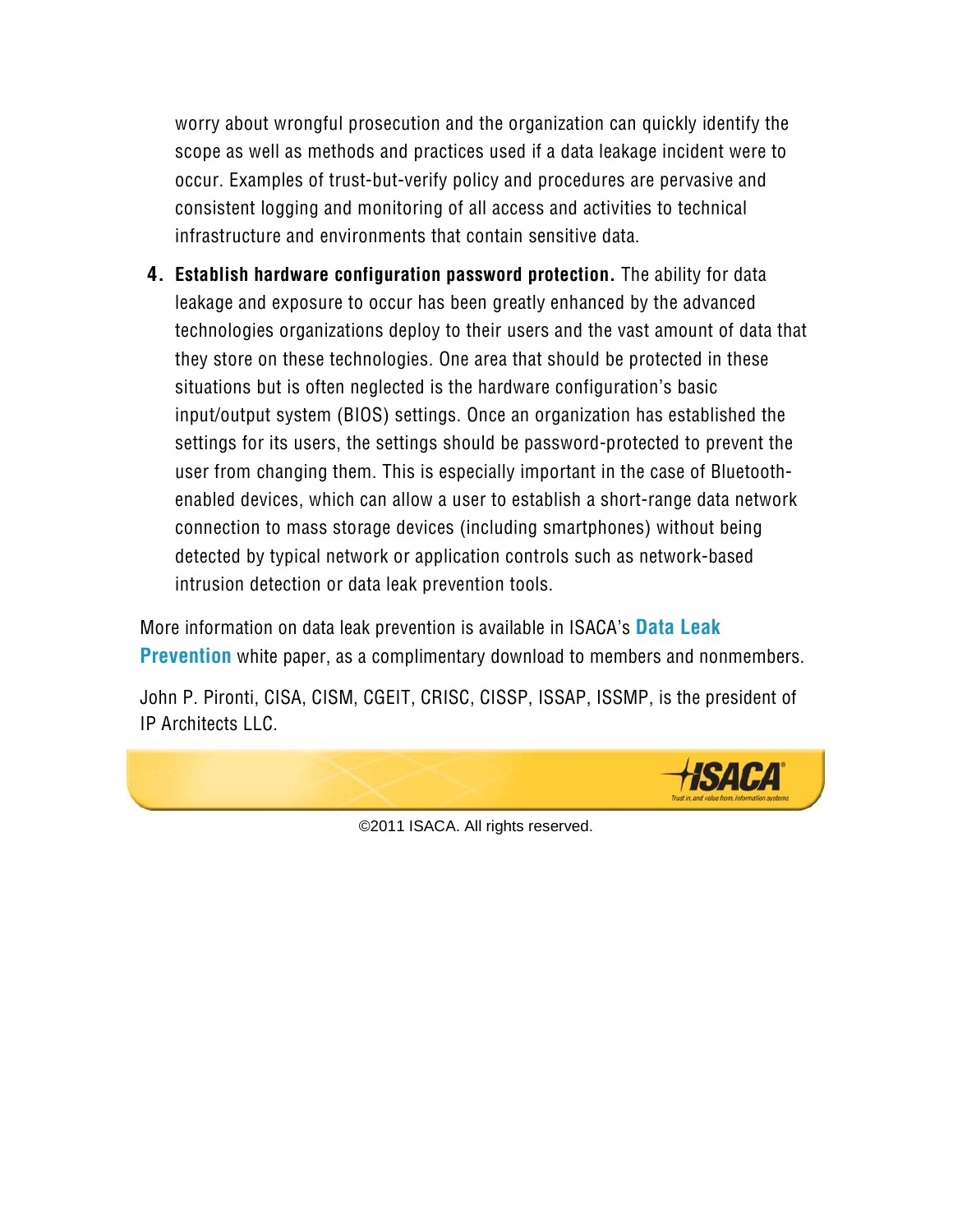worry about wrongful prosecution and the organization can quickly identify the scope as well as methods and practices used if a data leakage incident were to occur. Examples of trust-but-verify policy and procedures are pervasive and consistent logging and monitoring of all access and activities to technical infrastructure and environments that contain sensitive data.

4. **Establish hardware configuration password protection.** The ability for data leakage and exposure to occur has been greatly enhanced by the advanced technologies organizations deploy to their users and the vast amount of data that they store on these technologies. One area that should be protected in these situations but is often neglected is the hardware configuration's basic input/output system (BIOS) settings. Once an organization has established the settings for its users, the settings should be password-protected to prevent the user from changing them. This is especially important in the case of Bluetooth-enabled devices, which can allow a user to establish a short-range data network connection to mass storage devices (including smartphones) without being detected by typical network or application controls such as network-based intrusion detection or data leak prevention tools.

More information on data leak prevention is available in ISACA's **Data Leak Prevention** white paper, as a complimentary download to members and nonmembers.

John P. Pironti, CISA, CISM, CGEIT, CRISC, CISSP, ISSAP, ISSMP, is the president of IP Architects LLC.

ISACA
Trust in, and value from, information systems

©2011 ISACA. All rights reserved.